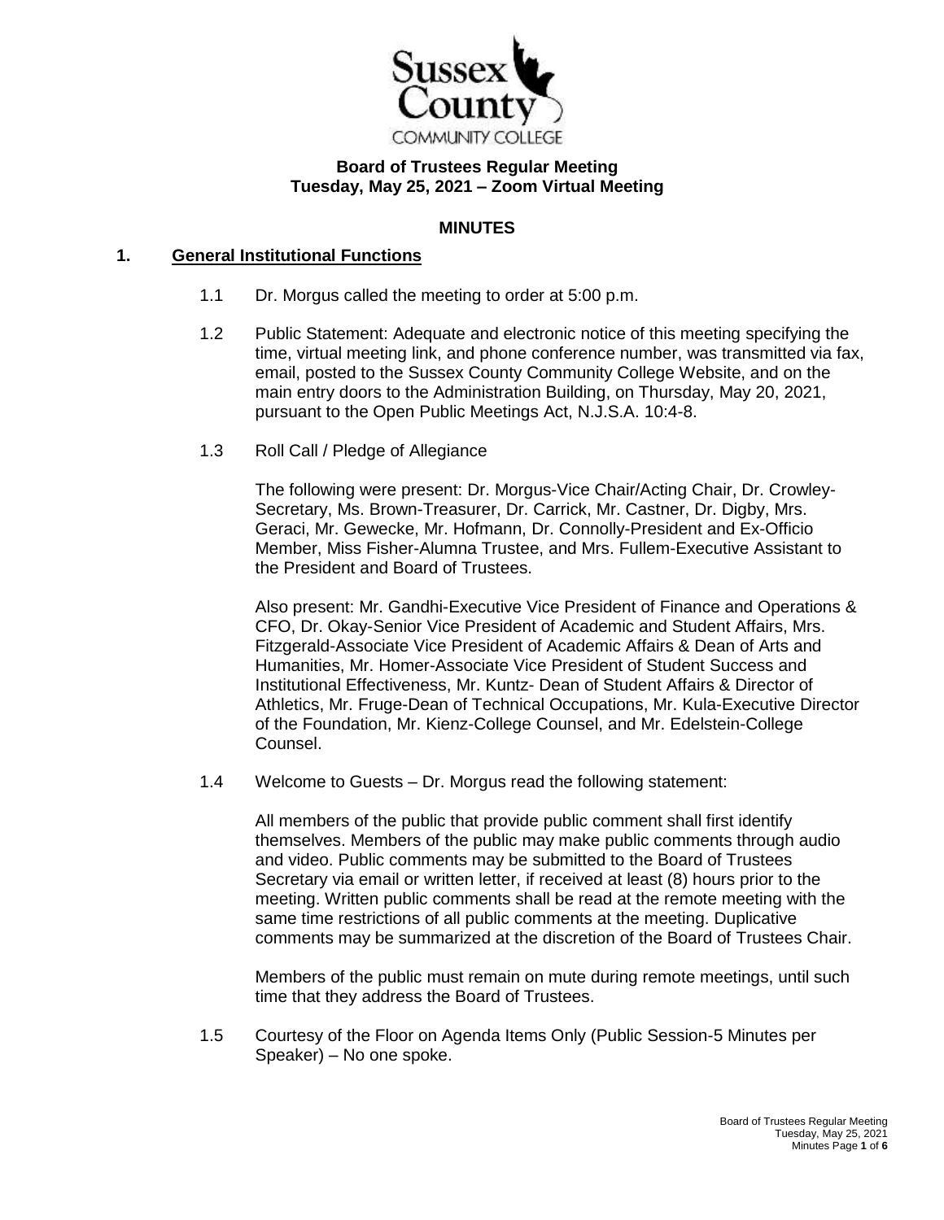**Board of Trustees Regular Meeting**
**Tuesday, May 25, 2021 – Zoom Virtual Meeting**

**MINUTES**

## 1. General Institutional Functions

1.1 Dr. Morgus called the meeting to order at 5:00 p.m.

1.2 Public Statement: Adequate and electronic notice of this meeting specifying the time, virtual meeting link, and phone conference number, was transmitted via fax, email, posted to the Sussex County Community College Website, and on the main entry doors to the Administration Building, on Thursday, May 20, 2021, pursuant to the Open Public Meetings Act, N.J.S.A. 10:4-8.

1.3 Roll Call / Pledge of Allegiance

The following were present: Dr. Morgus-Vice Chair/Acting Chair, Dr. Crowley-Secretary, Ms. Brown-Treasurer, Dr. Carrick, Mr. Castner, Dr. Digby, Mrs. Geraci, Mr. Gewecke, Mr. Hofmann, Dr. Connolly-President and Ex-Officio Member, Miss Fisher-Alumna Trustee, and Mrs. Fullem-Executive Assistant to the President and Board of Trustees.

Also present: Mr. Gandhi-Executive Vice President of Finance and Operations & CFO, Dr. Okay-Senior Vice President of Academic and Student Affairs, Mrs. Fitzgerald-Associate Vice President of Academic Affairs & Dean of Arts and Humanities, Mr. Homer-Associate Vice President of Student Success and Institutional Effectiveness, Mr. Kuntz- Dean of Student Affairs & Director of Athletics, Mr. Fruge-Dean of Technical Occupations, Mr. Kula-Executive Director of the Foundation, Mr. Kienz-College Counsel, and Mr. Edelstein-College Counsel.

1.4 Welcome to Guests – Dr. Morgus read the following statement:

All members of the public that provide public comment shall first identify themselves. Members of the public may make public comments through audio and video. Public comments may be submitted to the Board of Trustees Secretary via email or written letter, if received at least (8) hours prior to the meeting. Written public comments shall be read at the remote meeting with the same time restrictions of all public comments at the meeting. Duplicative comments may be summarized at the discretion of the Board of Trustees Chair.

Members of the public must remain on mute during remote meetings, until such time that they address the Board of Trustees.

1.5 Courtesy of the Floor on Agenda Items Only (Public Session-5 Minutes per Speaker) – No one spoke.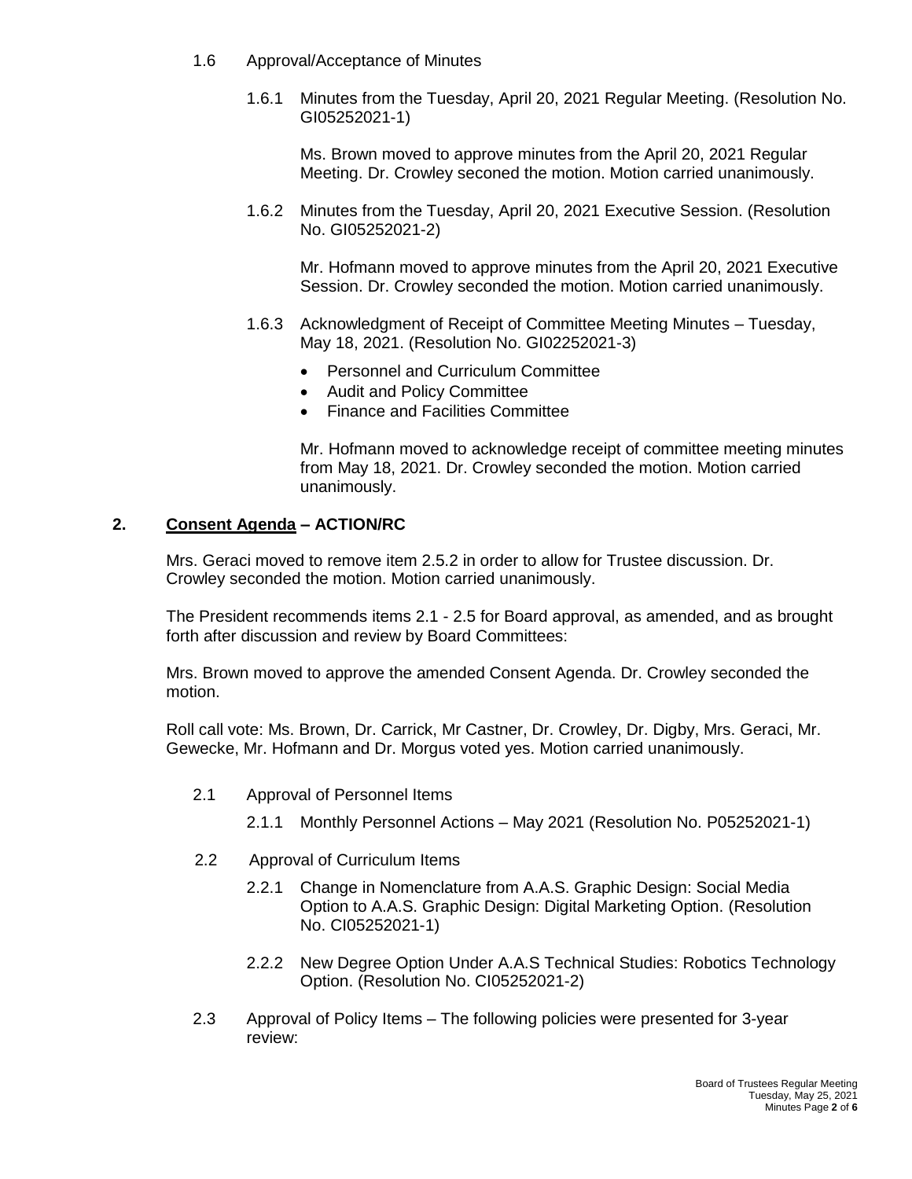1.6 Approval/Acceptance of Minutes

1.6.1 Minutes from the Tuesday, April 20, 2021 Regular Meeting. (Resolution No. GI05252021-1)

Ms. Brown moved to approve minutes from the April 20, 2021 Regular Meeting. Dr. Crowley seconed the motion. Motion carried unanimously.

1.6.2 Minutes from the Tuesday, April 20, 2021 Executive Session. (Resolution No. GI05252021-2)

Mr. Hofmann moved to approve minutes from the April 20, 2021 Executive Session. Dr. Crowley seconded the motion. Motion carried unanimously.

1.6.3 Acknowledgment of Receipt of Committee Meeting Minutes – Tuesday, May 18, 2021. (Resolution No. GI02252021-3)

- Personnel and Curriculum Committee
- Audit and Policy Committee
- Finance and Facilities Committee

Mr. Hofmann moved to acknowledge receipt of committee meeting minutes from May 18, 2021. Dr. Crowley seconded the motion. Motion carried unanimously.

## 2. <u>Consent Agenda</u> – ACTION/RC

Mrs. Geraci moved to remove item 2.5.2 in order to allow for Trustee discussion. Dr. Crowley seconded the motion. Motion carried unanimously.

The President recommends items 2.1 - 2.5 for Board approval, as amended, and as brought forth after discussion and review by Board Committees:

Mrs. Brown moved to approve the amended Consent Agenda. Dr. Crowley seconded the motion.

Roll call vote: Ms. Brown, Dr. Carrick, Mr Castner, Dr. Crowley, Dr. Digby, Mrs. Geraci, Mr. Gewecke, Mr. Hofmann and Dr. Morgus voted yes. Motion carried unanimously.

2.1 Approval of Personnel Items

2.1.1 Monthly Personnel Actions – May 2021 (Resolution No. P05252021-1)

2.2 Approval of Curriculum Items

2.2.1 Change in Nomenclature from A.A.S. Graphic Design: Social Media Option to A.A.S. Graphic Design: Digital Marketing Option. (Resolution No. CI05252021-1)

2.2.2 New Degree Option Under A.A.S Technical Studies: Robotics Technology Option. (Resolution No. CI05252021-2)

2.3 Approval of Policy Items – The following policies were presented for 3-year review: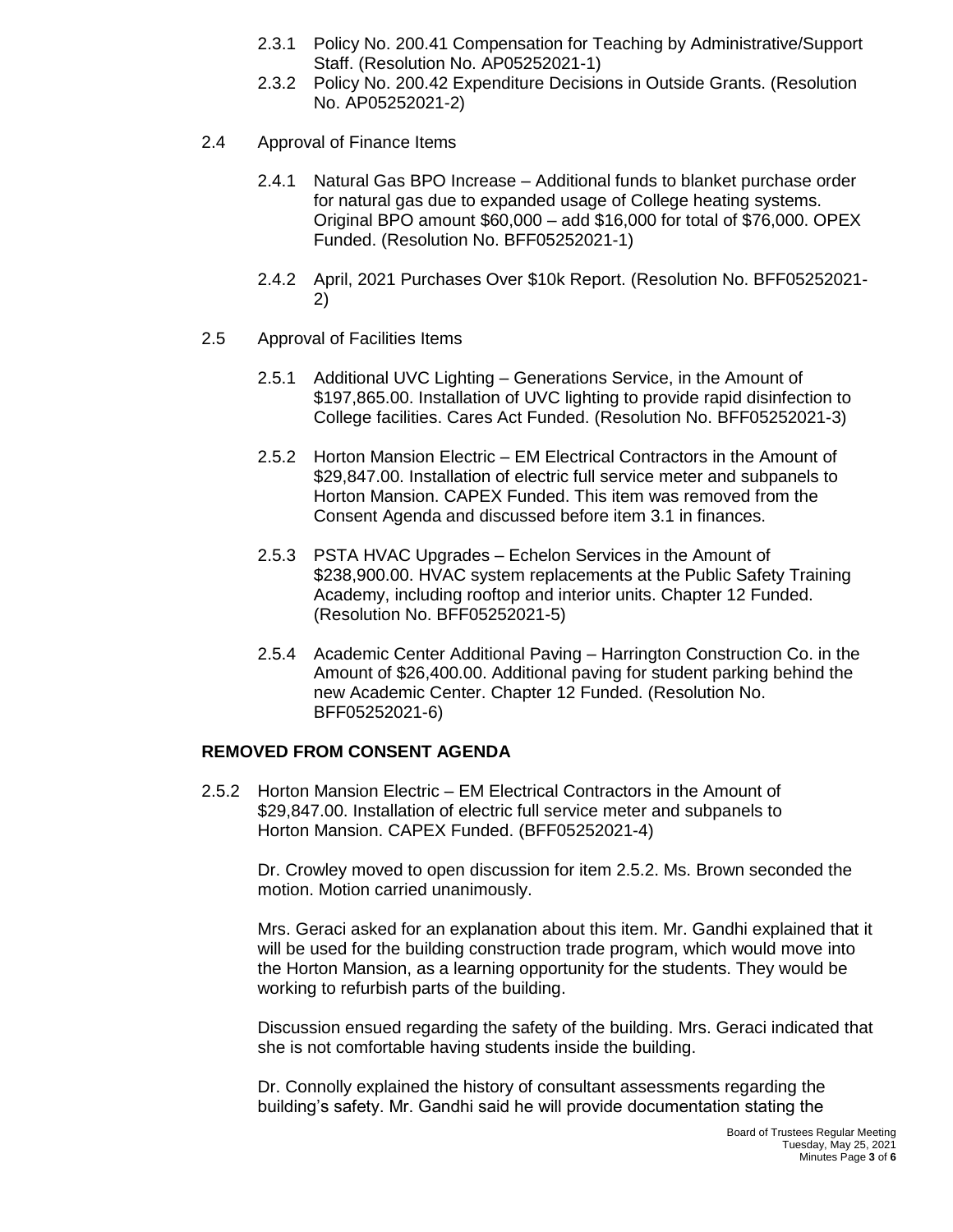- 2.3.1 Policy No. 200.41 Compensation for Teaching by Administrative/Support Staff. (Resolution No. AP05252021-1)
- 2.3.2 Policy No. 200.42 Expenditure Decisions in Outside Grants. (Resolution No. AP05252021-2)

2.4 Approval of Finance Items

- 2.4.1 Natural Gas BPO Increase – Additional funds to blanket purchase order for natural gas due to expanded usage of College heating systems. Original BPO amount $60,000 – add $16,000 for total of $76,000. OPEX Funded. (Resolution No. BFF05252021-1)

- 2.4.2 April, 2021 Purchases Over $10k Report. (Resolution No. BFF05252021-2)

2.5 Approval of Facilities Items

- 2.5.1 Additional UVC Lighting – Generations Service, in the Amount of $197,865.00. Installation of UVC lighting to provide rapid disinfection to College facilities. Cares Act Funded. (Resolution No. BFF05252021-3)

- 2.5.2 Horton Mansion Electric – EM Electrical Contractors in the Amount of $29,847.00. Installation of electric full service meter and subpanels to Horton Mansion. CAPEX Funded. This item was removed from the Consent Agenda and discussed before item 3.1 in finances.

- 2.5.3 PSTA HVAC Upgrades – Echelon Services in the Amount of $238,900.00. HVAC system replacements at the Public Safety Training Academy, including rooftop and interior units. Chapter 12 Funded. (Resolution No. BFF05252021-5)

- 2.5.4 Academic Center Additional Paving – Harrington Construction Co. in the Amount of $26,400.00. Additional paving for student parking behind the new Academic Center. Chapter 12 Funded. (Resolution No. BFF05252021-6)

**REMOVED FROM CONSENT AGENDA**

2.5.2 Horton Mansion Electric – EM Electrical Contractors in the Amount of $29,847.00. Installation of electric full service meter and subpanels to Horton Mansion. CAPEX Funded. (BFF05252021-4)

Dr. Crowley moved to open discussion for item 2.5.2. Ms. Brown seconded the motion. Motion carried unanimously.

Mrs. Geraci asked for an explanation about this item. Mr. Gandhi explained that it will be used for the building construction trade program, which would move into the Horton Mansion, as a learning opportunity for the students. They would be working to refurbish parts of the building.

Discussion ensued regarding the safety of the building. Mrs. Geraci indicated that she is not comfortable having students inside the building.

Dr. Connolly explained the history of consultant assessments regarding the building's safety. Mr. Gandhi said he will provide documentation stating the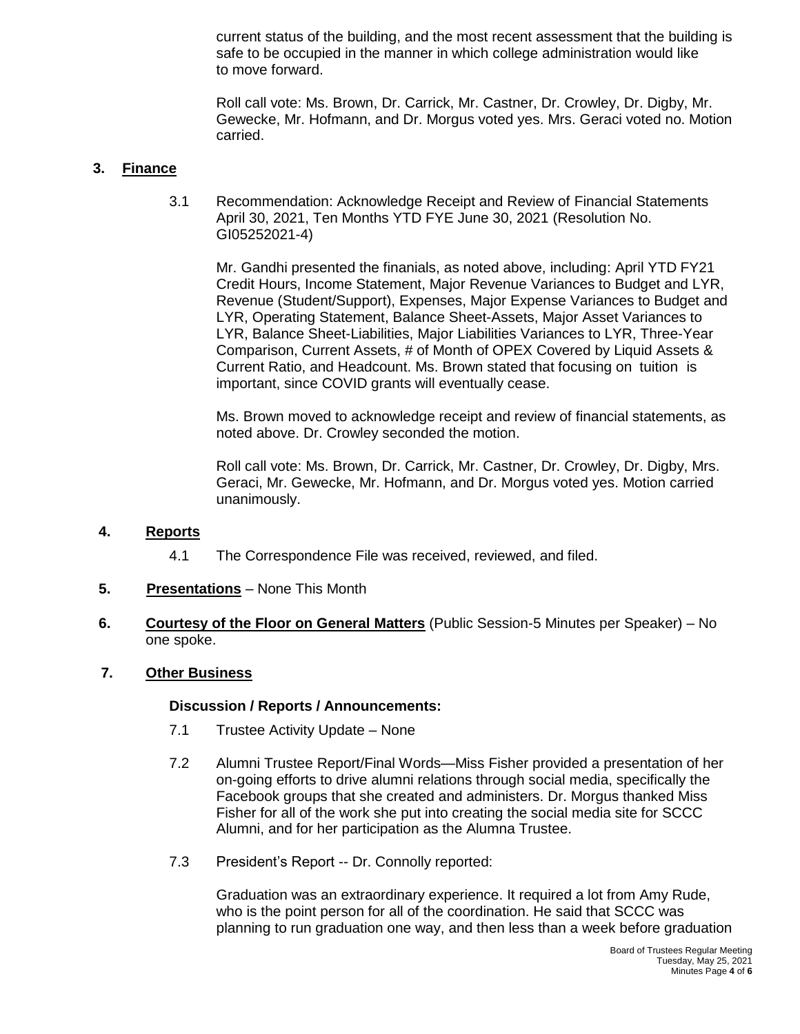current status of the building, and the most recent assessment that the building is safe to be occupied in the manner in which college administration would like to move forward.

Roll call vote: Ms. Brown, Dr. Carrick, Mr. Castner, Dr. Crowley, Dr. Digby, Mr. Gewecke, Mr. Hofmann, and Dr. Morgus voted yes. Mrs. Geraci voted no. Motion carried.

## 3. Finance

3.1 Recommendation: Acknowledge Receipt and Review of Financial Statements April 30, 2021, Ten Months YTD FYE June 30, 2021 (Resolution No. GI05252021-4)

Mr. Gandhi presented the finanials, as noted above, including: April YTD FY21 Credit Hours, Income Statement, Major Revenue Variances to Budget and LYR, Revenue (Student/Support), Expenses, Major Expense Variances to Budget and LYR, Operating Statement, Balance Sheet-Assets, Major Asset Variances to LYR, Balance Sheet-Liabilities, Major Liabilities Variances to LYR, Three-Year Comparison, Current Assets, # of Month of OPEX Covered by Liquid Assets & Current Ratio, and Headcount. Ms. Brown stated that focusing on tuition is important, since COVID grants will eventually cease.

Ms. Brown moved to acknowledge receipt and review of financial statements, as noted above. Dr. Crowley seconded the motion.

Roll call vote: Ms. Brown, Dr. Carrick, Mr. Castner, Dr. Crowley, Dr. Digby, Mrs. Geraci, Mr. Gewecke, Mr. Hofmann, and Dr. Morgus voted yes. Motion carried unanimously.

## 4. Reports

4.1 The Correspondence File was received, reviewed, and filed.

## 5. Presentations – None This Month

## 6. Courtesy of the Floor on General Matters (Public Session-5 Minutes per Speaker) – No one spoke.

## 7. Other Business

**Discussion / Reports / Announcements:**

7.1 Trustee Activity Update – None

7.2 Alumni Trustee Report/Final Words—Miss Fisher provided a presentation of her on-going efforts to drive alumni relations through social media, specifically the Facebook groups that she created and administers. Dr. Morgus thanked Miss Fisher for all of the work she put into creating the social media site for SCCC Alumni, and for her participation as the Alumna Trustee.

7.3 President's Report -- Dr. Connolly reported:

Graduation was an extraordinary experience. It required a lot from Amy Rude, who is the point person for all of the coordination. He said that SCCC was planning to run graduation one way, and then less than a week before graduation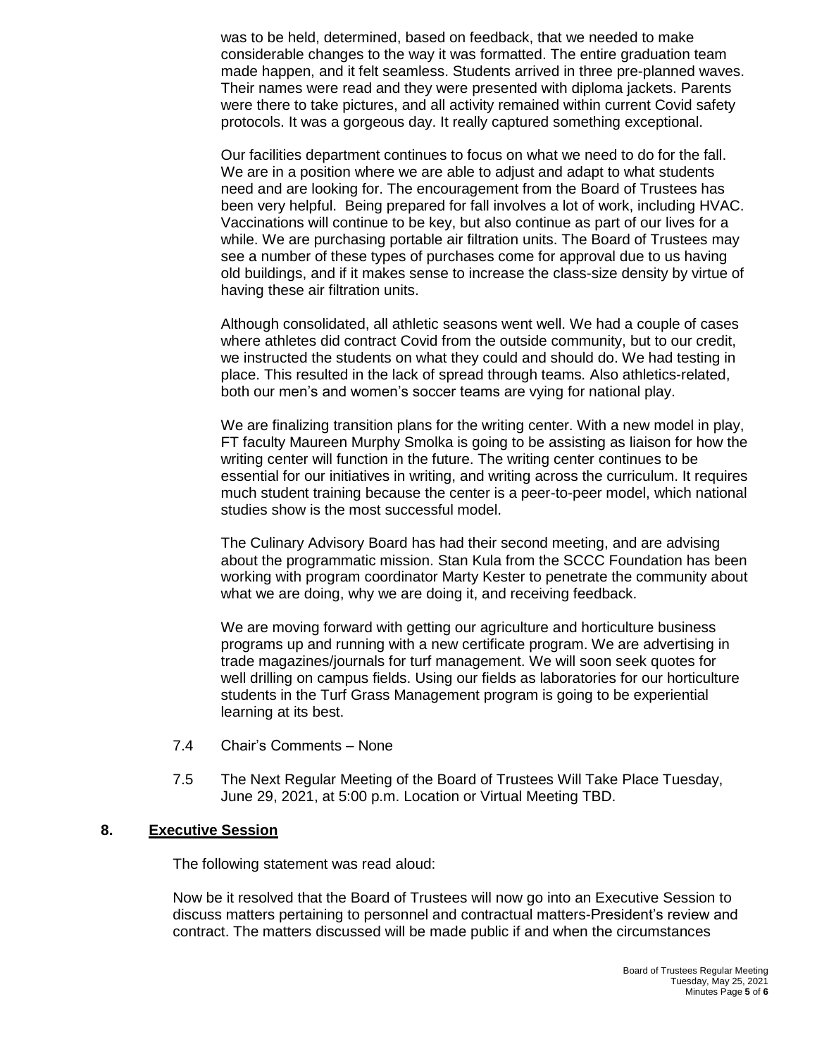was to be held, determined, based on feedback, that we needed to make considerable changes to the way it was formatted. The entire graduation team made happen, and it felt seamless. Students arrived in three pre-planned waves. Their names were read and they were presented with diploma jackets. Parents were there to take pictures, and all activity remained within current Covid safety protocols. It was a gorgeous day. It really captured something exceptional.

Our facilities department continues to focus on what we need to do for the fall. We are in a position where we are able to adjust and adapt to what students need and are looking for. The encouragement from the Board of Trustees has been very helpful. Being prepared for fall involves a lot of work, including HVAC. Vaccinations will continue to be key, but also continue as part of our lives for a while. We are purchasing portable air filtration units. The Board of Trustees may see a number of these types of purchases come for approval due to us having old buildings, and if it makes sense to increase the class-size density by virtue of having these air filtration units.

Although consolidated, all athletic seasons went well. We had a couple of cases where athletes did contract Covid from the outside community, but to our credit, we instructed the students on what they could and should do. We had testing in place. This resulted in the lack of spread through teams. Also athletics-related, both our men's and women's soccer teams are vying for national play.

We are finalizing transition plans for the writing center. With a new model in play, FT faculty Maureen Murphy Smolka is going to be assisting as liaison for how the writing center will function in the future. The writing center continues to be essential for our initiatives in writing, and writing across the curriculum. It requires much student training because the center is a peer-to-peer model, which national studies show is the most successful model.

The Culinary Advisory Board has had their second meeting, and are advising about the programmatic mission. Stan Kula from the SCCC Foundation has been working with program coordinator Marty Kester to penetrate the community about what we are doing, why we are doing it, and receiving feedback.

We are moving forward with getting our agriculture and horticulture business programs up and running with a new certificate program. We are advertising in trade magazines/journals for turf management. We will soon seek quotes for well drilling on campus fields. Using our fields as laboratories for our horticulture students in the Turf Grass Management program is going to be experiential learning at its best.

7.4 Chair's Comments – None

7.5 The Next Regular Meeting of the Board of Trustees Will Take Place Tuesday, June 29, 2021, at 5:00 p.m. Location or Virtual Meeting TBD.

## 8. Executive Session

The following statement was read aloud:

Now be it resolved that the Board of Trustees will now go into an Executive Session to discuss matters pertaining to personnel and contractual matters-President's review and contract. The matters discussed will be made public if and when the circumstances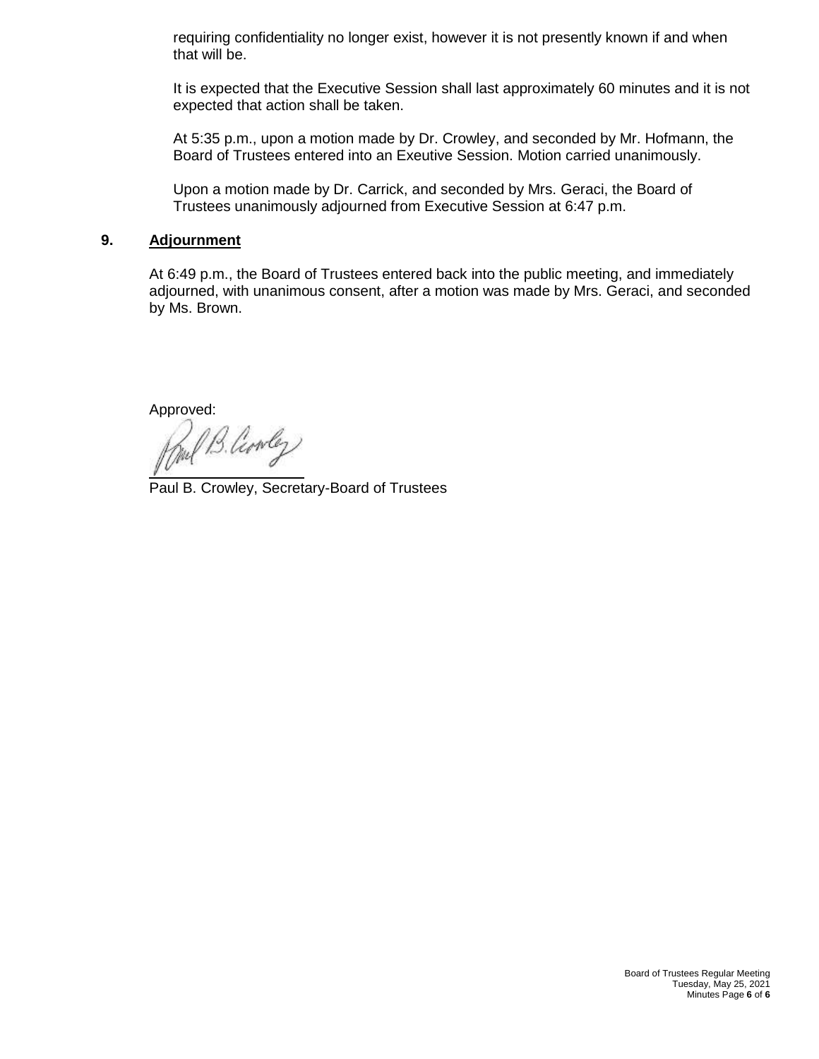requiring confidentiality no longer exist, however it is not presently known if and when that will be.

It is expected that the Executive Session shall last approximately 60 minutes and it is not expected that action shall be taken.

At 5:35 p.m., upon a motion made by Dr. Crowley, and seconded by Mr. Hofmann, the Board of Trustees entered into an Exeutive Session. Motion carried unanimously.

Upon a motion made by Dr. Carrick, and seconded by Mrs. Geraci, the Board of Trustees unanimously adjourned from Executive Session at 6:47 p.m.

## 9. Adjournment

At 6:49 p.m., the Board of Trustees entered back into the public meeting, and immediately adjourned, with unanimous consent, after a motion was made by Mrs. Geraci, and seconded by Ms. Brown.

Approved:

Paul B. Crowley

Paul B. Crowley, Secretary-Board of Trustees